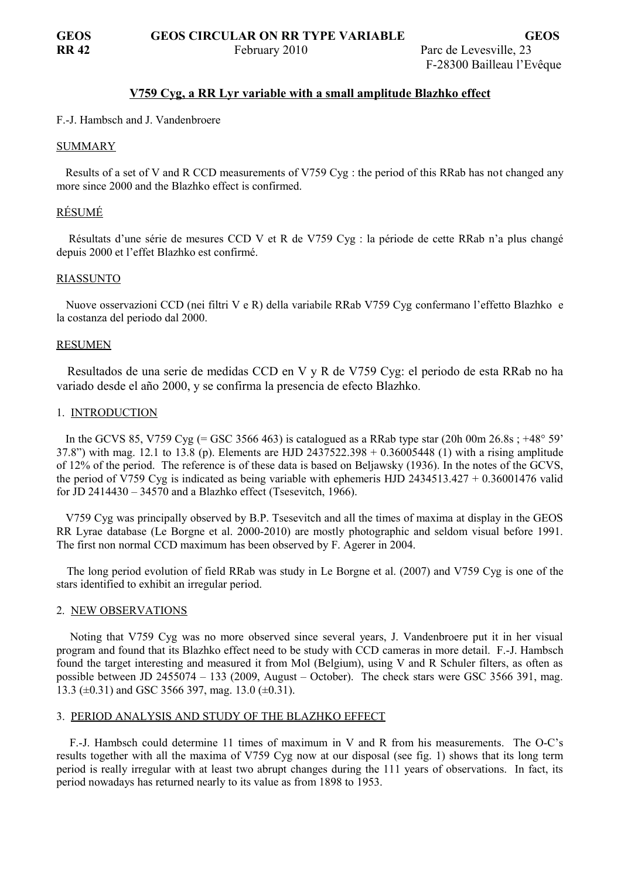**GEOS** **GEOS CIRCULAR ON RR TYPE VARIABLE** **GEOS**
**RR 42** February 2010 Parc de Levesville, 23
F-28300 Bailleau l'Evêque

# V759 Cyg, a RR Lyr variable with a small amplitude Blazhko effect

F.-J. Hambsch and J. Vandenbroere

## SUMMARY

Results of a set of V and R CCD measurements of V759 Cyg : the period of this RRab has not changed any more since 2000 and the Blazhko effect is confirmed.

## RÉSUMÉ

Résultats d'une série de mesures CCD V et R de V759 Cyg : la période de cette RRab n'a plus changé depuis 2000 et l'effet Blazhko est confirmé.

## RIASSUNTO

Nuove osservazioni CCD (nei filtri V e R) della variabile RRab V759 Cyg confermano l'effetto Blazhko e la costanza del periodo dal 2000.

## RESUMEN

Resultados de una serie de medidas CCD en V y R de V759 Cyg: el periodo de esta RRab no ha variado desde el año 2000, y se confirma la presencia de efecto Blazhko.

## 1. INTRODUCTION

In the GCVS 85, V759 Cyg (= GSC 3566 463) is catalogued as a RRab type star (20h 00m 26.8s ; +48° 59' 37.8") with mag. 12.1 to 13.8 (p). Elements are HJD 2437522.398 + 0.36005448 (1) with a rising amplitude of 12% of the period. The reference is of these data is based on Beljawsky (1936). In the notes of the GCVS, the period of V759 Cyg is indicated as being variable with ephemeris HJD 2434513.427 + 0.36001476 valid for JD 2414430 – 34570 and a Blazhko effect (Tsesevitch, 1966).

V759 Cyg was principally observed by B.P. Tsesevitch and all the times of maxima at display in the GEOS RR Lyrae database (Le Borgne et al. 2000-2010) are mostly photographic and seldom visual before 1991. The first non normal CCD maximum has been observed by F. Agerer in 2004.

The long period evolution of field RRab was study in Le Borgne et al. (2007) and V759 Cyg is one of the stars identified to exhibit an irregular period.

## 2. NEW OBSERVATIONS

Noting that V759 Cyg was no more observed since several years, J. Vandenbroere put it in her visual program and found that its Blazhko effect need to be study with CCD cameras in more detail. F.-J. Hambsch found the target interesting and measured it from Mol (Belgium), using V and R Schuler filters, as often as possible between JD 2455074 – 133 (2009, August – October). The check stars were GSC 3566 391, mag. 13.3 (±0.31) and GSC 3566 397, mag. 13.0 (±0.31).

## 3. PERIOD ANALYSIS AND STUDY OF THE BLAZHKO EFFECT

F.-J. Hambsch could determine 11 times of maximum in V and R from his measurements. The O-C's results together with all the maxima of V759 Cyg now at our disposal (see fig. 1) shows that its long term period is really irregular with at least two abrupt changes during the 111 years of observations. In fact, its period nowadays has returned nearly to its value as from 1898 to 1953.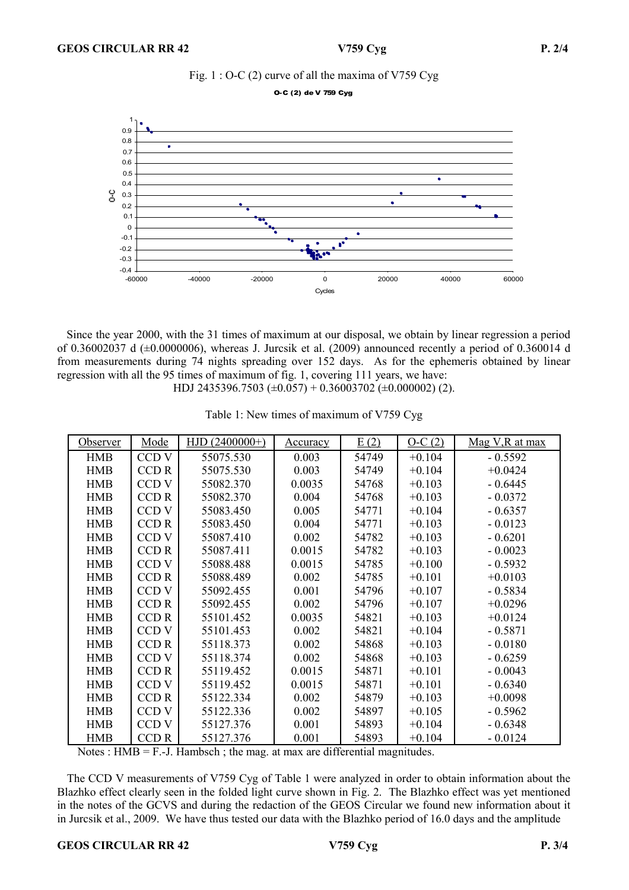Fig. 1 : O-C (2) curve of all the maxima of V759 Cyg

Since the year 2000, with the 31 times of maximum at our disposal, we obtain by linear regression a period of 0.36002037 d (±0.0000006), whereas J. Jurcsik et al. (2009) announced recently a period of 0.360014 d from measurements during 74 nights spreading over 152 days. As for the ephemeris obtained by linear regression with all the 95 times of maximum of fig. 1, covering 111 years, we have:

HDJ 2435396.7503 (±0.057) + 0.36003702 (±0.000002) (2).

Table 1: New times of maximum of V759 Cyg

| Observer | Mode | HJD (2400000+) | Accuracy | E (2) | O-C (2) | Mag V,R at max |
|---|---|---|---|---|---|---|
| HMB | CCD V | 55075.530 | 0.003 | 54749 | +0.104 | - 0.5592 |
| HMB | CCD R | 55075.530 | 0.003 | 54749 | +0.104 | +0.0424 |
| HMB | CCD V | 55082.370 | 0.0035 | 54768 | +0.103 | - 0.6445 |
| HMB | CCD R | 55082.370 | 0.004 | 54768 | +0.103 | - 0.0372 |
| HMB | CCD V | 55083.450 | 0.005 | 54771 | +0.104 | - 0.6357 |
| HMB | CCD R | 55083.450 | 0.004 | 54771 | +0.103 | - 0.0123 |
| HMB | CCD V | 55087.410 | 0.002 | 54782 | +0.103 | - 0.6201 |
| HMB | CCD R | 55087.411 | 0.0015 | 54782 | +0.103 | - 0.0023 |
| HMB | CCD V | 55088.488 | 0.0015 | 54785 | +0.100 | - 0.5932 |
| HMB | CCD R | 55088.489 | 0.002 | 54785 | +0.101 | +0.0103 |
| HMB | CCD V | 55092.455 | 0.001 | 54796 | +0.107 | - 0.5834 |
| HMB | CCD R | 55092.455 | 0.002 | 54796 | +0.107 | +0.0296 |
| HMB | CCD R | 55101.452 | 0.0035 | 54821 | +0.103 | +0.0124 |
| HMB | CCD V | 55101.453 | 0.002 | 54821 | +0.104 | - 0.5871 |
| HMB | CCD R | 55118.373 | 0.002 | 54868 | +0.103 | - 0.0180 |
| HMB | CCD V | 55118.374 | 0.002 | 54868 | +0.103 | - 0.6259 |
| HMB | CCD R | 55119.452 | 0.0015 | 54871 | +0.101 | - 0.0043 |
| HMB | CCD V | 55119.452 | 0.0015 | 54871 | +0.101 | - 0.6340 |
| HMB | CCD R | 55122.334 | 0.002 | 54879 | +0.103 | +0.0098 |
| HMB | CCD V | 55122.336 | 0.002 | 54897 | +0.105 | - 0.5962 |
| HMB | CCD V | 55127.376 | 0.001 | 54893 | +0.104 | - 0.6348 |
| HMB | CCD R | 55127.376 | 0.001 | 54893 | +0.104 | - 0.0124 |

Notes : HMB = F.-J. Hambsch ; the mag. at max are differential magnitudes.

The CCD V measurements of V759 Cyg of Table 1 were analyzed in order to obtain information about the Blazhko effect clearly seen in the folded light curve shown in Fig. 2. The Blazhko effect was yet mentioned in the notes of the GCVS and during the redaction of the GEOS Circular we found new information about it in Jurcsik et al., 2009. We have thus tested our data with the Blazhko period of 16.0 days and the amplitude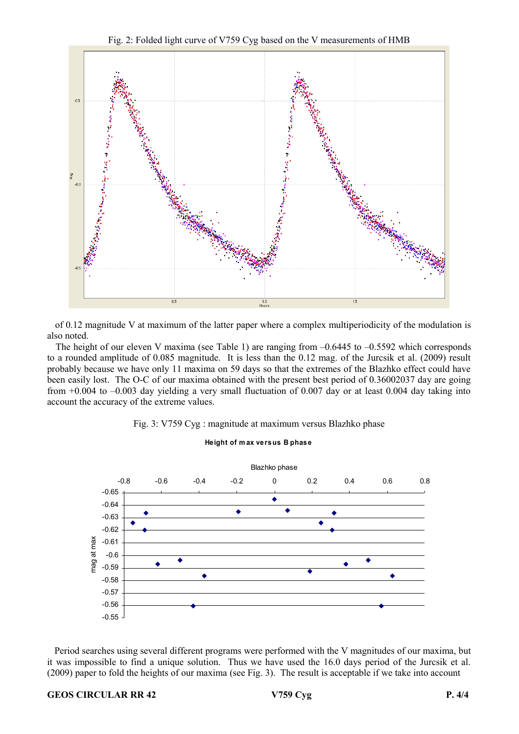Fig. 2: Folded light curve of V759 Cyg based on the V measurements of HMB

of 0.12 magnitude V at maximum of the latter paper where a complex multiperiodicity of the modulation is also noted.

The height of our eleven V maxima (see Table 1) are ranging from –0.6445 to –0.5592 which corresponds to a rounded amplitude of 0.085 magnitude. It is less than the 0.12 mag. of the Jurcsik et al. (2009) result probably because we have only 11 maxima on 59 days so that the extremes of the Blazhko effect could have been easily lost. The O-C of our maxima obtained with the present best period of 0.36002037 day are going from +0.004 to –0.003 day yielding a very small fluctuation of 0.007 day or at least 0.004 day taking into account the accuracy of the extreme values.

Fig. 3: V759 Cyg : magnitude at maximum versus Blazhko phase

Period searches using several different programs were performed with the V magnitudes of our maxima, but it was impossible to find a unique solution. Thus we have used the 16.0 days period of the Jurcsik et al. (2009) paper to fold the heights of our maxima (see Fig. 3). The result is acceptable if we take into account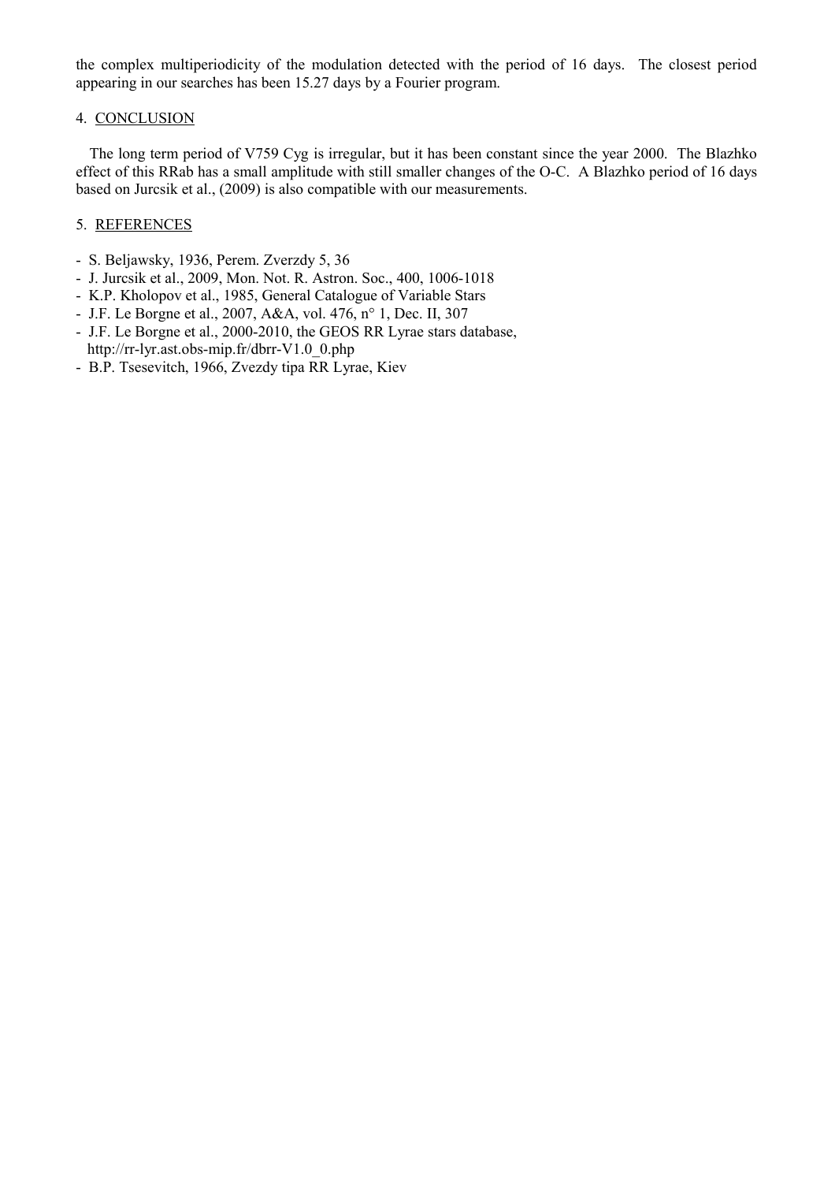the complex multiperiodicity of the modulation detected with the period of 16 days. The closest period appearing in our searches has been 15.27 days by a Fourier program.

## 4. CONCLUSION

The long term period of V759 Cyg is irregular, but it has been constant since the year 2000. The Blazhko effect of this RRab has a small amplitude with still smaller changes of the O-C. A Blazhko period of 16 days based on Jurcsik et al., (2009) is also compatible with our measurements.

## 5. REFERENCES

- S. Beljawsky, 1936, Perem. Zverzdy 5, 36
- J. Jurcsik et al., 2009, Mon. Not. R. Astron. Soc., 400, 1006-1018
- K.P. Kholopov et al., 1985, General Catalogue of Variable Stars
- J.F. Le Borgne et al., 2007, A&A, vol. 476, n° 1, Dec. II, 307
- J.F. Le Borgne et al., 2000-2010, the GEOS RR Lyrae stars database, http://rr-lyr.ast.obs-mip.fr/dbrr-V1.0_0.php
- B.P. Tsesevitch, 1966, Zvezdy tipa RR Lyrae, Kiev